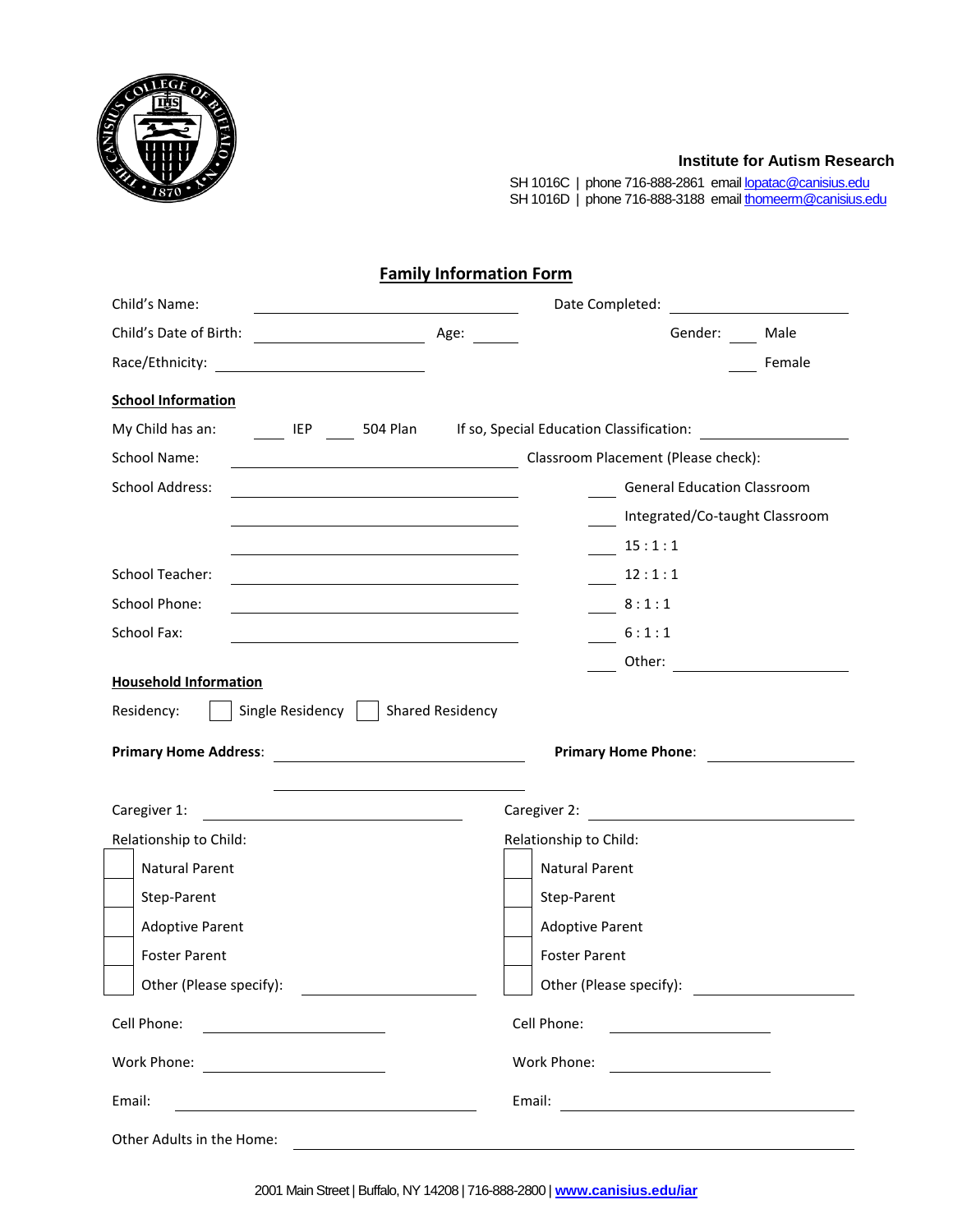**Institute for Autism Research**

SH 1016C | phone 716-888-2861 email lopatac@canisius.edu
SH 1016D | phone 716-888-3188 email thomeerm@canisius.edu

# Family Information Form

Child's Name: ____________________ Date Completed: ____________________

Child's Date of Birth: ____________________ Age: ______ Gender: ____ Male

Race/Ethnicity: ____________________ ____ Female

**School Information**

My Child has an: ____ IEP ____ 504 Plan If so, Special Education Classification: ____________________

School Name: ____________________

School Address: ____________________

____________________

____________________

School Teacher: ____________________

School Phone: ____________________

School Fax: ____________________

Classroom Placement (Please check):

- ____ General Education Classroom
- ____ Integrated/Co-taught Classroom
- ____ 15 : 1 : 1
- ____ 12 : 1 : 1
- ____ 8 : 1 : 1
- ____ 6 : 1 : 1
- ____ Other: ____________________

**Household Information**

Residency: ☐ Single Residency ☐ Shared Residency

**Primary Home Address**: ____________________

____________________

**Primary Home Phone**: ____________________

Caregiver 1: ____________________

Relationship to Child:

- ☐ Natural Parent
- ☐ Step-Parent
- ☐ Adoptive Parent
- ☐ Foster Parent
- ☐ Other (Please specify): ____________________

Cell Phone: ____________________

Work Phone: ____________________

Email: ____________________

Caregiver 2: ____________________

Relationship to Child:

- ☐ Natural Parent
- ☐ Step-Parent
- ☐ Adoptive Parent
- ☐ Foster Parent
- ☐ Other (Please specify): ____________________

Cell Phone: ____________________

Work Phone: ____________________

Email: ____________________

Other Adults in the Home: ____________________

2001 Main Street | Buffalo, NY 14208 | 716-888-2800 | www.canisius.edu/iar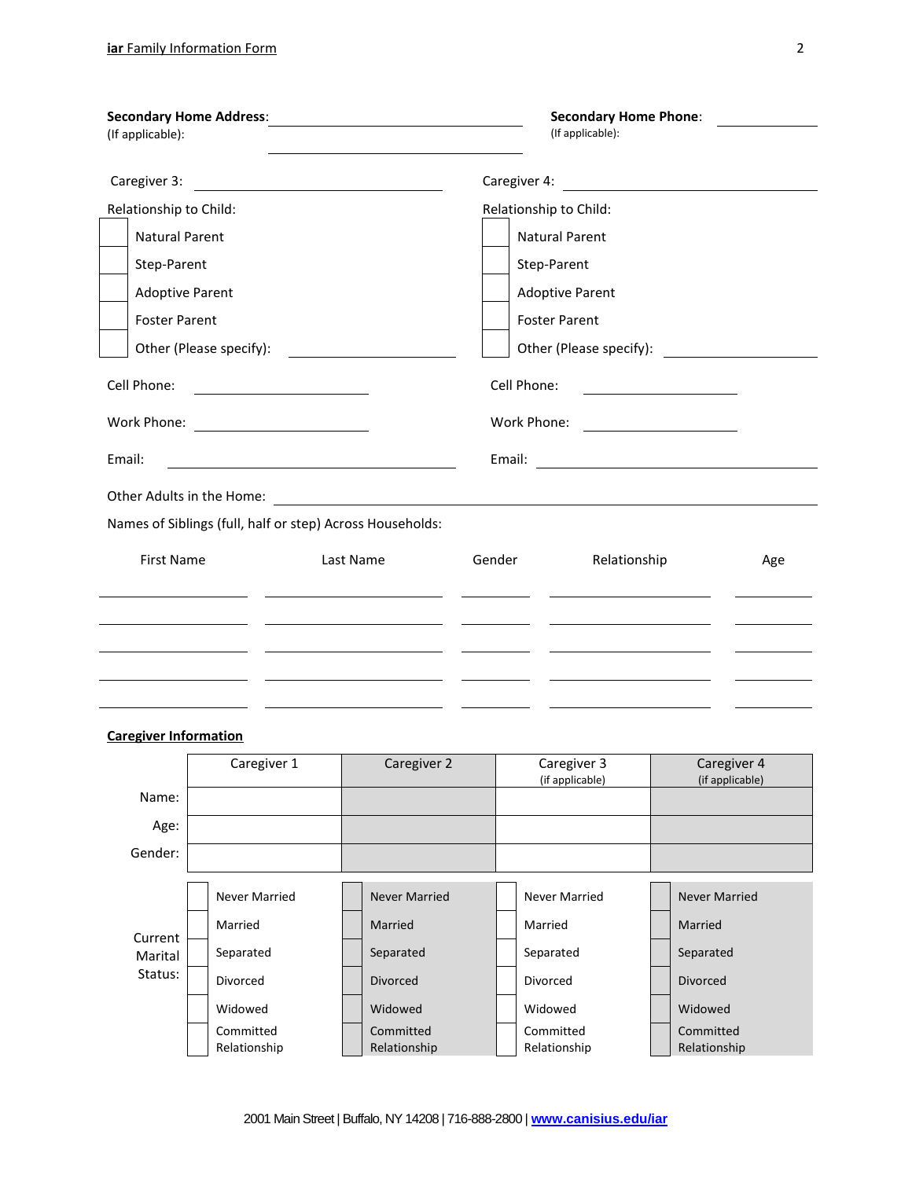**Secondary Home Address**: ______________________________
(If applicable): ______________________________

**Secondary Home Phone**: ____________
(If applicable):

Caregiver 3: ______________________________

Relationship to Child:

- ☐ Natural Parent
- ☐ Step-Parent
- ☐ Adoptive Parent
- ☐ Foster Parent
- ☐ Other (Please specify): ______________

Cell Phone: ____________________

Work Phone: ____________________

Email: ______________________________

Caregiver 4: ______________________________

Relationship to Child:

- ☐ Natural Parent
- ☐ Step-Parent
- ☐ Adoptive Parent
- ☐ Foster Parent
- ☐ Other (Please specify): ______________

Cell Phone: ____________________

Work Phone: ____________________

Email: ______________________________

Other Adults in the Home: ______________________________________________

Names of Siblings (full, half or step) Across Households:

| First Name | Last Name | Gender | Relationship | Age |
|---|---|---|---|---|
| | | | | |
| | | | | |
| | | | | |
| | | | | |
| | | | | |

**Caregiver Information**

| | Caregiver 1 | Caregiver 2 | Caregiver 3 (if applicable) | Caregiver 4 (if applicable) |
|---|---|---|---|---|
| Name: | | | | |
| Age: | | | | |
| Gender: | | | | |
| Current Marital Status: | ☐ Never Married<br>☐ Married<br>☐ Separated<br>☐ Divorced<br>☐ Widowed<br>☐ Committed Relationship | ☐ Never Married<br>☐ Married<br>☐ Separated<br>☐ Divorced<br>☐ Widowed<br>☐ Committed Relationship | ☐ Never Married<br>☐ Married<br>☐ Separated<br>☐ Divorced<br>☐ Widowed<br>☐ Committed Relationship | ☐ Never Married<br>☐ Married<br>☐ Separated<br>☐ Divorced<br>☐ Widowed<br>☐ Committed Relationship |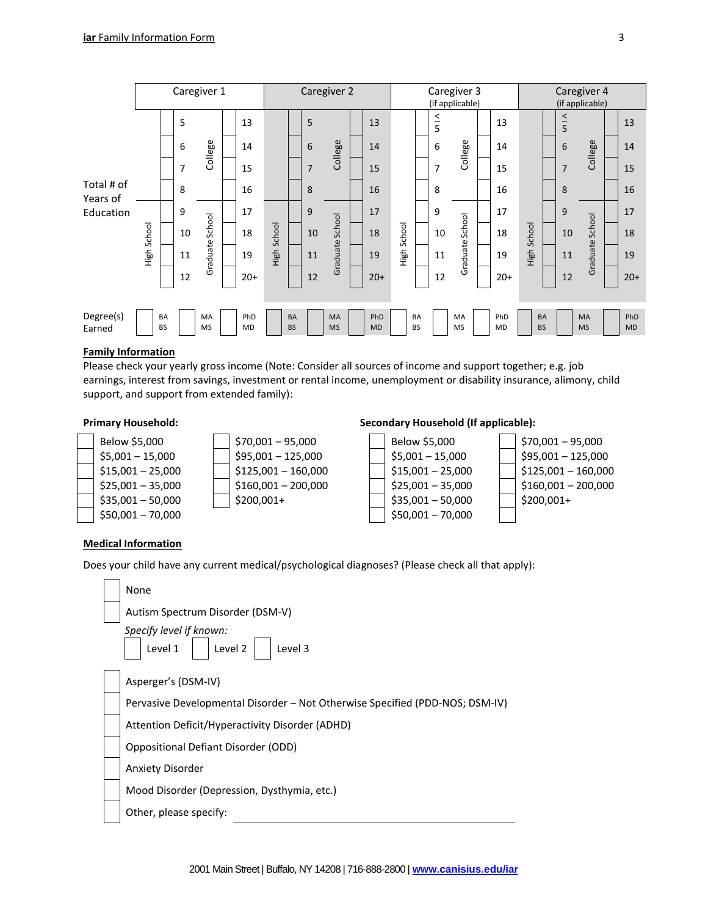| | Caregiver 1 | | Caregiver 2 | | Caregiver 3 (if applicable) | | Caregiver 4 (if applicable) | |
|---|---|---|---|---|---|---|---|---|
| **Total # of Years of Education** | High School | College | High School | College | High School | College | High School | College |
| | ☐ 5 | ☐ 13 | ☐ 5 | ☐ 13 | ☐ ≤ 5 | ☐ 13 | ☐ ≤ 5 | ☐ 13 |
| | ☐ 6 | ☐ 14 | ☐ 6 | ☐ 14 | ☐ 6 | ☐ 14 | ☐ 6 | ☐ 14 |
| | ☐ 7 | ☐ 15 | ☐ 7 | ☐ 15 | ☐ 7 | ☐ 15 | ☐ 7 | ☐ 15 |
| | ☐ 8 | ☐ 16 | ☐ 8 | ☐ 16 | ☐ 8 | ☐ 16 | ☐ 8 | ☐ 16 |
| | | Graduate School | | Graduate School | | Graduate School | | Graduate School |
| | ☐ 9 | ☐ 17 | ☐ 9 | ☐ 17 | ☐ 9 | ☐ 17 | ☐ 9 | ☐ 17 |
| | ☐ 10 | ☐ 18 | ☐ 10 | ☐ 18 | ☐ 10 | ☐ 18 | ☐ 10 | ☐ 18 |
| | ☐ 11 | ☐ 19 | ☐ 11 | ☐ 19 | ☐ 11 | ☐ 19 | ☐ 11 | ☐ 19 |
| | ☐ 12 | ☐ 20+ | ☐ 12 | ☐ 20+ | ☐ 12 | ☐ 20+ | ☐ 12 | ☐ 20+ |
| **Degree(s) Earned** | ☐ BA BS ☐ MA MS | ☐ PhD MD | ☐ BA BS ☐ MA MS | ☐ PhD MD | ☐ BA BS ☐ MA MS | ☐ PhD MD | ☐ BA BS ☐ MA MS | ☐ PhD MD |

## Family Information

Please check your yearly gross income (Note: Consider all sources of income and support together; e.g. job earnings, interest from savings, investment or rental income, unemployment or disability insurance, alimony, child support, and support from extended family):

**Primary Household:**

- ☐ Below $5,000
- ☐ $5,001 – 15,000
- ☐ $15,001 – 25,000
- ☐ $25,001 – 35,000
- ☐ $35,001 – 50,000
- ☐ $50,001 – 70,000
- ☐ $70,001 – 95,000
- ☐ $95,001 – 125,000
- ☐ $125,001 – 160,000
- ☐ $160,001 – 200,000
- ☐ $200,001+

**Secondary Household (If applicable):**

- ☐ Below $5,000
- ☐ $5,001 – 15,000
- ☐ $15,001 – 25,000
- ☐ $25,001 – 35,000
- ☐ $35,001 – 50,000
- ☐ $50,001 – 70,000
- ☐ $70,001 – 95,000
- ☐ $95,001 – 125,000
- ☐ $125,001 – 160,000
- ☐ $160,001 – 200,000
- ☐ $200,001+

## Medical Information

Does your child have any current medical/psychological diagnoses? (Please check all that apply):

- ☐ None
- ☐ Autism Spectrum Disorder (DSM-V)
  - *Specify level if known:*
  - ☐ Level 1 ☐ Level 2 ☐ Level 3
- ☐ Asperger's (DSM-IV)
- ☐ Pervasive Developmental Disorder – Not Otherwise Specified (PDD-NOS; DSM-IV)
- ☐ Attention Deficit/Hyperactivity Disorder (ADHD)
- ☐ Oppositional Defiant Disorder (ODD)
- ☐ Anxiety Disorder
- ☐ Mood Disorder (Depression, Dysthymia, etc.)
- ☐ Other, please specify: ______________________________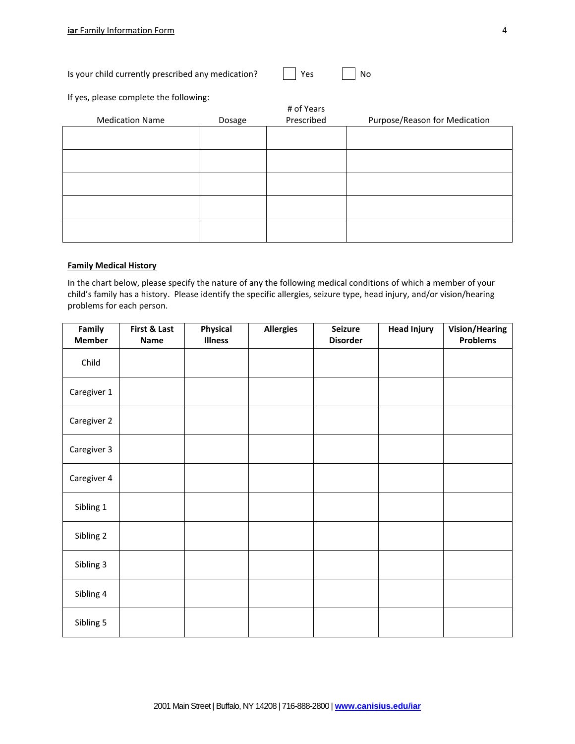Is your child currently prescribed any medication? ☐ Yes ☐ No

If yes, please complete the following:

| Medication Name | Dosage | # of Years Prescribed | Purpose/Reason for Medication |
|---|---|---|---|
| | | | |
| | | | |
| | | | |
| | | | |
| | | | |

**Family Medical History**

In the chart below, please specify the nature of any the following medical conditions of which a member of your child's family has a history. Please identify the specific allergies, seizure type, head injury, and/or vision/hearing problems for each person.

| Family Member | First & Last Name | Physical Illness | Allergies | Seizure Disorder | Head Injury | Vision/Hearing Problems |
|---|---|---|---|---|---|---|
| Child | | | | | | |
| Caregiver 1 | | | | | | |
| Caregiver 2 | | | | | | |
| Caregiver 3 | | | | | | |
| Caregiver 4 | | | | | | |
| Sibling 1 | | | | | | |
| Sibling 2 | | | | | | |
| Sibling 3 | | | | | | |
| Sibling 4 | | | | | | |
| Sibling 5 | | | | | | |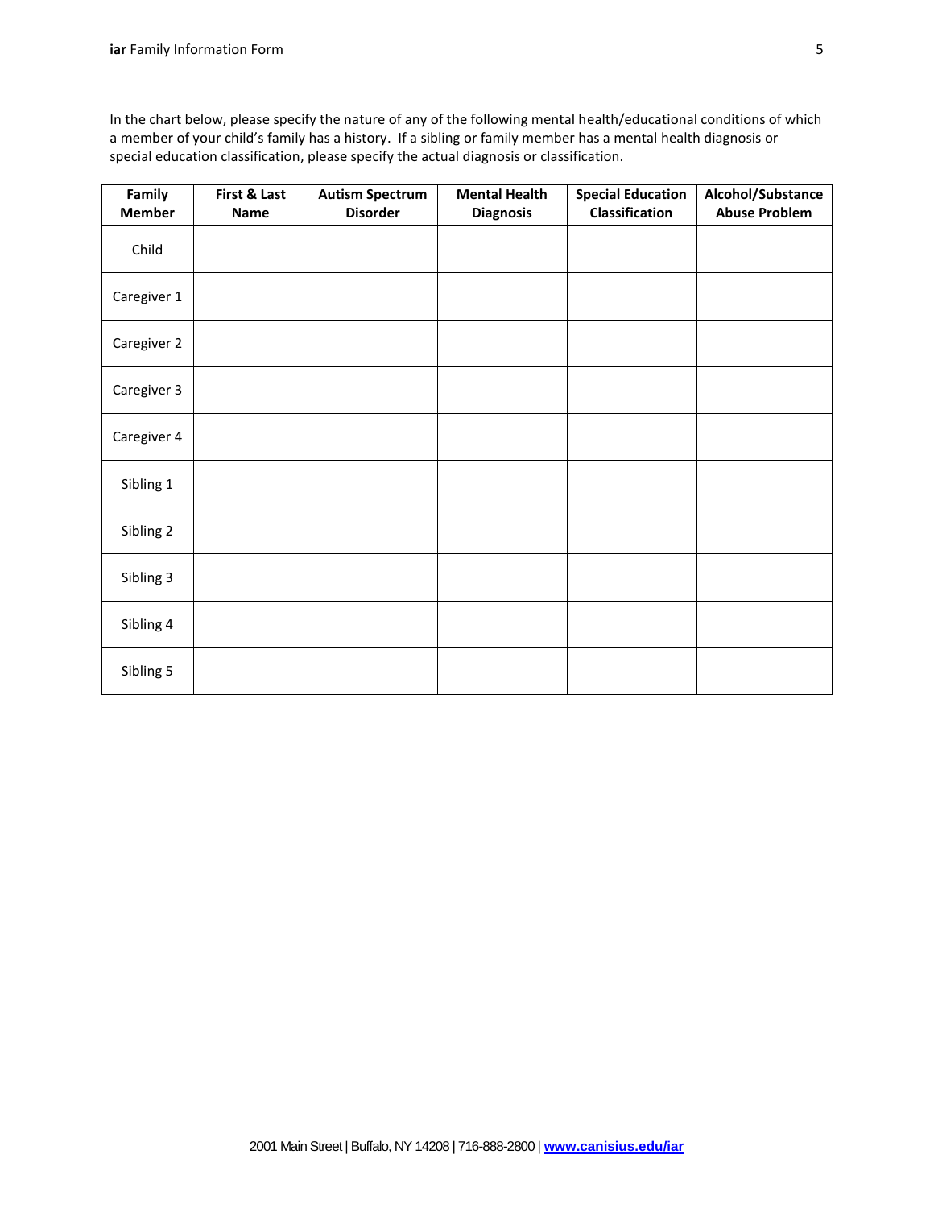In the chart below, please specify the nature of any of the following mental health/educational conditions of which a member of your child's family has a history. If a sibling or family member has a mental health diagnosis or special education classification, please specify the actual diagnosis or classification.

| Family Member | First & Last Name | Autism Spectrum Disorder | Mental Health Diagnosis | Special Education Classification | Alcohol/Substance Abuse Problem |
|---|---|---|---|---|---|
| Child | | | | | |
| Caregiver 1 | | | | | |
| Caregiver 2 | | | | | |
| Caregiver 3 | | | | | |
| Caregiver 4 | | | | | |
| Sibling 1 | | | | | |
| Sibling 2 | | | | | |
| Sibling 3 | | | | | |
| Sibling 4 | | | | | |
| Sibling 5 | | | | | |